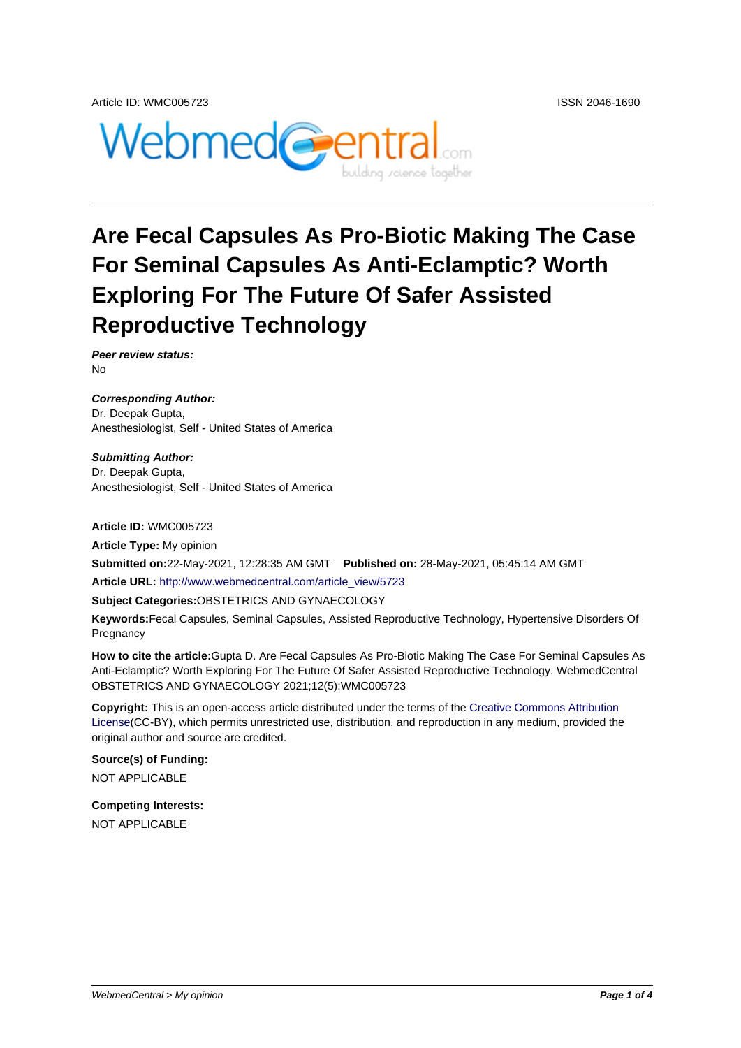Article ID: WMC005723

ISSN 2046-1690

# Are Fecal Capsules As Pro-Biotic Making The Case For Seminal Capsules As Anti-Eclamptic? Worth Exploring For The Future Of Safer Assisted Reproductive Technology

***Peer review status:***
No

***Corresponding Author:***
Dr. Deepak Gupta,
Anesthesiologist, Self - United States of America

***Submitting Author:***
Dr. Deepak Gupta,
Anesthesiologist, Self - United States of America

**Article ID:** WMC005723

**Article Type:** My opinion

**Submitted on:**22-May-2021, 12:28:35 AM GMT **Published on:** 28-May-2021, 05:45:14 AM GMT

**Article URL:** http://www.webmedcentral.com/article_view/5723

**Subject Categories:**OBSTETRICS AND GYNAECOLOGY

**Keywords:**Fecal Capsules, Seminal Capsules, Assisted Reproductive Technology, Hypertensive Disorders Of Pregnancy

**How to cite the article:**Gupta D. Are Fecal Capsules As Pro-Biotic Making The Case For Seminal Capsules As Anti-Eclamptic? Worth Exploring For The Future Of Safer Assisted Reproductive Technology. WebmedCentral OBSTETRICS AND GYNAECOLOGY 2021;12(5):WMC005723

**Copyright:** This is an open-access article distributed under the terms of the Creative Commons Attribution License(CC-BY), which permits unrestricted use, distribution, and reproduction in any medium, provided the original author and source are credited.

**Source(s) of Funding:**

NOT APPLICABLE

**Competing Interests:**

NOT APPLICABLE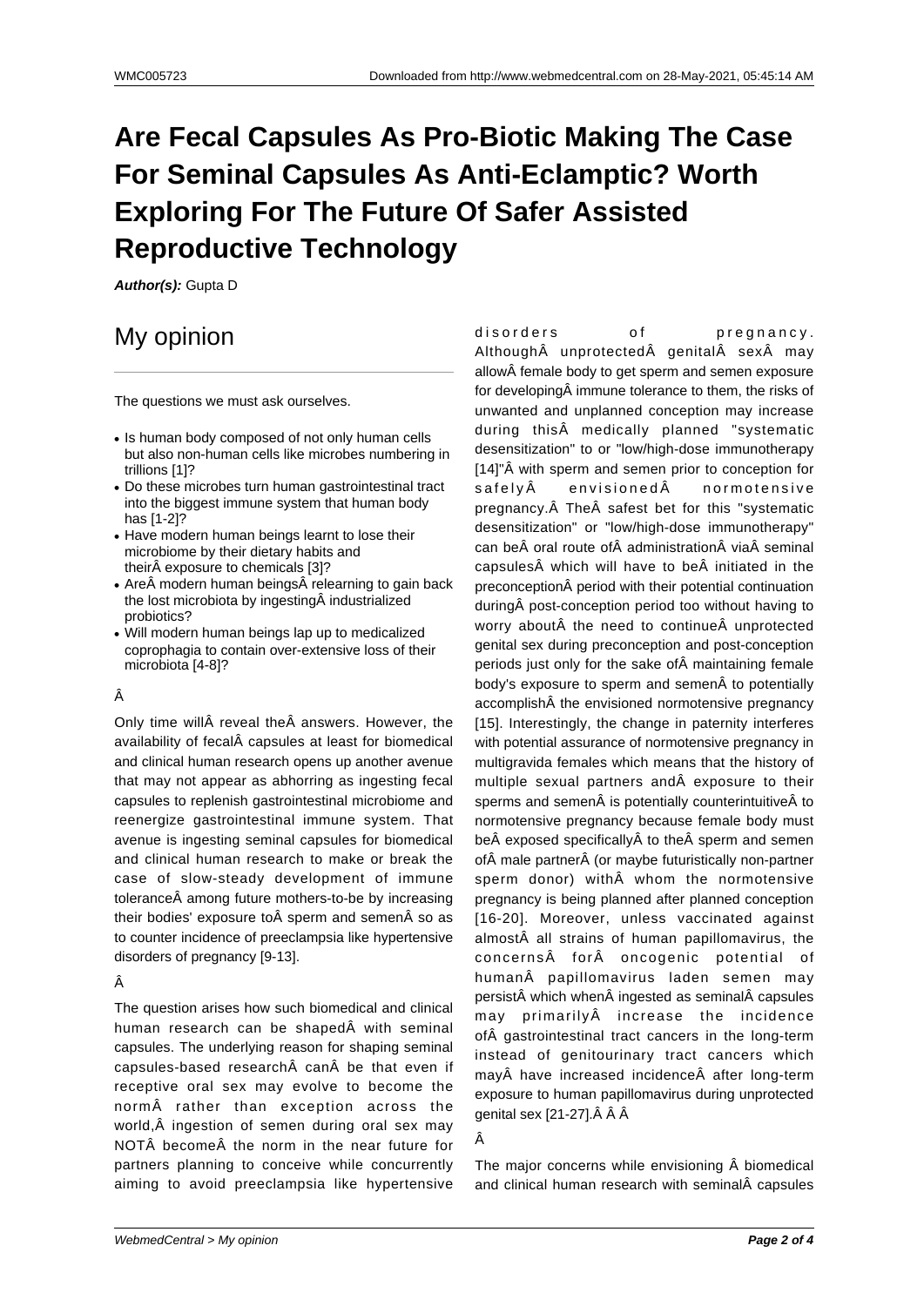# Are Fecal Capsules As Pro-Biotic Making The Case For Seminal Capsules As Anti-Eclamptic? Worth Exploring For The Future Of Safer Assisted Reproductive Technology

***Author(s):*** Gupta D

## My opinion

The questions we must ask ourselves.

- Is human body composed of not only human cells but also non-human cells like microbes numbering in trillions [1]?
- Do these microbes turn human gastrointestinal tract into the biggest immune system that human body has [1-2]?
- Have modern human beings learnt to lose their microbiome by their dietary habits and theirÂ exposure to chemicals [3]?
- AreÂ modern human beingsÂ relearning to gain back the lost microbiota by ingestingÂ industrialized probiotics?
- Will modern human beings lap up to medicalized coprophagia to contain over-extensive loss of their microbiota [4-8]?

Â

Only time willÂ reveal theÂ answers. However, the availability of fecalÂ capsules at least for biomedical and clinical human research opens up another avenue that may not appear as abhorring as ingesting fecal capsules to replenish gastrointestinal microbiome and reenergize gastrointestinal immune system. That avenue is ingesting seminal capsules for biomedical and clinical human research to make or break the case of slow-steady development of immune toleranceÂ among future mothers-to-be by increasing their bodies' exposure toÂ sperm and semenÂ so as to counter incidence of preeclampsia like hypertensive disorders of pregnancy [9-13].

Â

The question arises how such biomedical and clinical human research can be shapedÂ with seminal capsules. The underlying reason for shaping seminal capsules-based researchÂ canÂ be that even if receptive oral sex may evolve to become the normÂ rather than exception across the world,Â ingestion of semen during oral sex may NOTÂ becomeÂ the norm in the near future for partners planning to conceive while concurrently aiming to avoid preeclampsia like hypertensive disorders of pregnancy. AlthoughÂ unprotectedÂ genitalÂ sexÂ may allowÂ female body to get sperm and semen exposure for developingÂ immune tolerance to them, the risks of unwanted and unplanned conception may increase during thisÂ medically planned "systematic desensitization" to or "low/high-dose immunotherapy [14]"Â with sperm and semen prior to conception for safelyÂ envisionedÂ normotensive pregnancy.Â TheÂ safest bet for this "systematic desensitization" or "low/high-dose immunotherapy" can beÂ oral route ofÂ administrationÂ viaÂ seminal capsulesÂ which will have to beÂ initiated in the preconceptionÂ period with their potential continuation duringÂ post-conception period too without having to worry aboutÂ the need to continueÂ unprotected genital sex during preconception and post-conception periods just only for the sake ofÂ maintaining female body's exposure to sperm and semenÂ to potentially accomplishÂ the envisioned normotensive pregnancy [15]. Interestingly, the change in paternity interferes with potential assurance of normotensive pregnancy in multigravida females which means that the history of multiple sexual partners andÂ exposure to their sperms and semenÂ is potentially counterintuitiveÂ to normotensive pregnancy because female body must beÂ exposed specificallyÂ to theÂ sperm and semen ofÂ male partnerÂ (or maybe futuristically non-partner sperm donor) withÂ whom the normotensive pregnancy is being planned after planned conception [16-20]. Moreover, unless vaccinated against almostÂ all strains of human papillomavirus, the concernsÂ forÂ oncogenic potential of humanÂ papillomavirus laden semen may persistÂ which whenÂ ingested as seminalÂ capsules may primarilyÂ increase the incidence ofÂ gastrointestinal tract cancers in the long-term instead of genitourinary tract cancers which mayÂ have increased incidenceÂ after long-term exposure to human papillomavirus during unprotected genital sex [21-27].Â Â Â

Â

The major concerns while envisioning Â biomedical and clinical human research with seminalÂ capsules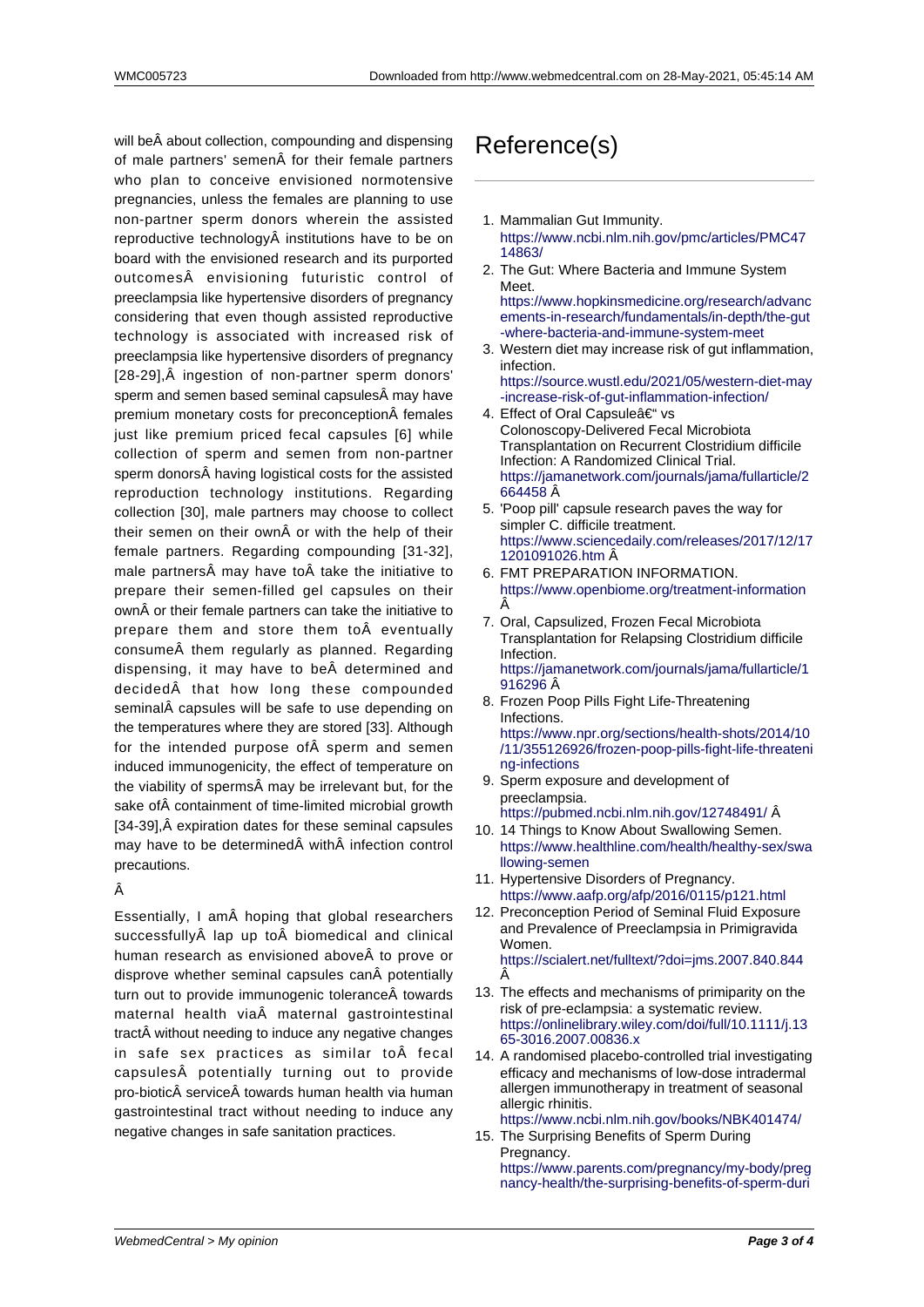will beÂ about collection, compounding and dispensing of male partners' semenÂ for their female partners who plan to conceive envisioned normotensive pregnancies, unless the females are planning to use non-partner sperm donors wherein the assisted reproductive technologyÂ institutions have to be on board with the envisioned research and its purported outcomesÂ envisioning futuristic control of preeclampsia like hypertensive disorders of pregnancy considering that even though assisted reproductive technology is associated with increased risk of preeclampsia like hypertensive disorders of pregnancy [28-29],Â ingestion of non-partner sperm donors' sperm and semen based seminal capsulesÂ may have premium monetary costs for preconceptionÂ females just like premium priced fecal capsules [6] while collection of sperm and semen from non-partner sperm donorsÂ having logistical costs for the assisted reproduction technology institutions. Regarding collection [30], male partners may choose to collect their semen on their ownÂ or with the help of their female partners. Regarding compounding [31-32], male partnersÂ may have toÂ take the initiative to prepare their semen-filled gel capsules on their ownÂ or their female partners can take the initiative to prepare them and store them toÂ eventually consumeÂ them regularly as planned. Regarding dispensing, it may have to beÂ determined and decidedÂ that how long these compounded seminalÂ capsules will be safe to use depending on the temperatures where they are stored [33]. Although for the intended purpose ofÂ sperm and semen induced immunogenicity, the effect of temperature on the viability of spermsÂ may be irrelevant but, for the sake ofÂ containment of time-limited microbial growth [34-39],Â expiration dates for these seminal capsules may have to be determinedÂ withÂ infection control precautions.

Â

Essentially, I amÂ hoping that global researchers successfullyÂ lap up toÂ biomedical and clinical human research as envisioned aboveÂ to prove or disprove whether seminal capsules canÂ potentially turn out to provide immunogenic toleranceÂ towards maternal health viaÂ maternal gastrointestinal tractÂ without needing to induce any negative changes in safe sex practices as similar toÂ fecal capsulesÂ potentially turning out to provide pro-bioticÂ serviceÂ towards human health via human gastrointestinal tract without needing to induce any negative changes in safe sanitation practices.

# Reference(s)

1. Mammalian Gut Immunity. https://www.ncbi.nlm.nih.gov/pmc/articles/PMC4714863/
2. The Gut: Where Bacteria and Immune System Meet. https://www.hopkinsmedicine.org/research/advancements-in-research/fundamentals/in-depth/the-gut-where-bacteria-and-immune-system-meet
3. Western diet may increase risk of gut inflammation, infection. https://source.wustl.edu/2021/05/western-diet-may-increase-risk-of-gut-inflammation-infection/
4. Effect of Oral Capsuleâ€" vs Colonoscopy-Delivered Fecal Microbiota Transplantation on Recurrent Clostridium difficile Infection: A Randomized Clinical Trial. https://jamanetwork.com/journals/jama/fullarticle/2664458 Â
5. 'Poop pill' capsule research paves the way for simpler C. difficile treatment. https://www.sciencedaily.com/releases/2017/12/171201091026.htm Â
6. FMT PREPARATION INFORMATION. https://www.openbiome.org/treatment-information Â
7. Oral, Capsulized, Frozen Fecal Microbiota Transplantation for Relapsing Clostridium difficile Infection. https://jamanetwork.com/journals/jama/fullarticle/1916296 Â
8. Frozen Poop Pills Fight Life-Threatening Infections. https://www.npr.org/sections/health-shots/2014/10/11/355126926/frozen-poop-pills-fight-life-threatening-infections
9. Sperm exposure and development of preeclampsia. https://pubmed.ncbi.nlm.nih.gov/12748491/ Â
10. 14 Things to Know About Swallowing Semen. https://www.healthline.com/health/healthy-sex/swallowing-semen
11. Hypertensive Disorders of Pregnancy. https://www.aafp.org/afp/2016/0115/p121.html
12. Preconception Period of Seminal Fluid Exposure and Prevalence of Preeclampsia in Primigravida Women. https://scialert.net/fulltext/?doi=jms.2007.840.844 Â
13. The effects and mechanisms of primiparity on the risk of pre-eclampsia: a systematic review. https://onlinelibrary.wiley.com/doi/full/10.1111/j.1365-3016.2007.00836.x
14. A randomised placebo-controlled trial investigating efficacy and mechanisms of low-dose intradermal allergen immunotherapy in treatment of seasonal allergic rhinitis. https://www.ncbi.nlm.nih.gov/books/NBK401474/
15. The Surprising Benefits of Sperm During Pregnancy. https://www.parents.com/pregnancy/my-body/pregnancy-health/the-surprising-benefits-of-sperm-duri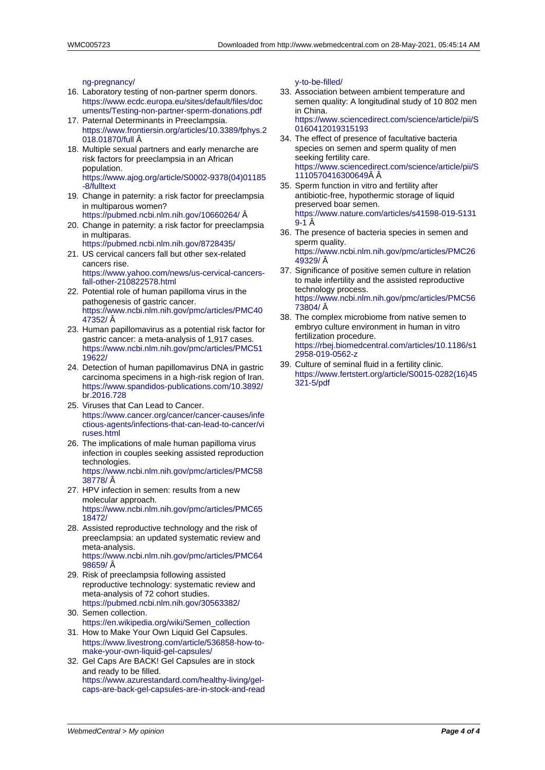ng-pregnancy/

16. Laboratory testing of non-partner sperm donors. https://www.ecdc.europa.eu/sites/default/files/documents/Testing-non-partner-sperm-donations.pdf
17. Paternal Determinants in Preeclampsia. https://www.frontiersin.org/articles/10.3389/fphys.2018.01870/full Â
18. Multiple sexual partners and early menarche are risk factors for preeclampsia in an African population. https://www.ajog.org/article/S0002-9378(04)01185-8/fulltext
19. Change in paternity: a risk factor for preeclampsia in multiparous women? https://pubmed.ncbi.nlm.nih.gov/10660264/ Â
20. Change in paternity: a risk factor for preeclampsia in multiparas. https://pubmed.ncbi.nlm.nih.gov/8728435/
21. US cervical cancers fall but other sex-related cancers rise. https://www.yahoo.com/news/us-cervical-cancers-fall-other-210822578.html
22. Potential role of human papilloma virus in the pathogenesis of gastric cancer. https://www.ncbi.nlm.nih.gov/pmc/articles/PMC4047352/ Â
23. Human papillomavirus as a potential risk factor for gastric cancer: a meta-analysis of 1,917 cases. https://www.ncbi.nlm.nih.gov/pmc/articles/PMC5119622/
24. Detection of human papillomavirus DNA in gastric carcinoma specimens in a high-risk region of Iran. https://www.spandidos-publications.com/10.3892/br.2016.728
25. Viruses that Can Lead to Cancer. https://www.cancer.org/cancer/cancer-causes/infectious-agents/infections-that-can-lead-to-cancer/viruses.html
26. The implications of male human papilloma virus infection in couples seeking assisted reproduction technologies. https://www.ncbi.nlm.nih.gov/pmc/articles/PMC5838778/ Â
27. HPV infection in semen: results from a new molecular approach. https://www.ncbi.nlm.nih.gov/pmc/articles/PMC6518472/
28. Assisted reproductive technology and the risk of preeclampsia: an updated systematic review and meta-analysis. https://www.ncbi.nlm.nih.gov/pmc/articles/PMC6498659/ Â
29. Risk of preeclampsia following assisted reproductive technology: systematic review and meta-analysis of 72 cohort studies. https://pubmed.ncbi.nlm.nih.gov/30563382/
30. Semen collection. https://en.wikipedia.org/wiki/Semen_collection
31. How to Make Your Own Liquid Gel Capsules. https://www.livestrong.com/article/536858-how-to-make-your-own-liquid-gel-capsules/
32. Gel Caps Are BACK! Gel Capsules are in stock and ready to be filled. https://www.azurestandard.com/healthy-living/gel-caps-are-back-gel-capsules-are-in-stock-and-ready-to-be-filled/
33. Association between ambient temperature and semen quality: A longitudinal study of 10 802 men in China. https://www.sciencedirect.com/science/article/pii/S0160412019315193
34. The effect of presence of facultative bacteria species on semen and sperm quality of men seeking fertility care. https://www.sciencedirect.com/science/article/pii/S1110570416300649Â Â
35. Sperm function in vitro and fertility after antibiotic-free, hypothermic storage of liquid preserved boar semen. https://www.nature.com/articles/s41598-019-51319-1 Â
36. The presence of bacteria species in semen and sperm quality. https://www.ncbi.nlm.nih.gov/pmc/articles/PMC2649329/ Â
37. Significance of positive semen culture in relation to male infertility and the assisted reproductive technology process. https://www.ncbi.nlm.nih.gov/pmc/articles/PMC5673804/ Â
38. The complex microbiome from native semen to embryo culture environment in human in vitro fertilization procedure. https://rbej.biomedcentral.com/articles/10.1186/s12958-019-0562-z
39. Culture of seminal fluid in a fertility clinic. https://www.fertstert.org/article/S0015-0282(16)45321-5/pdf